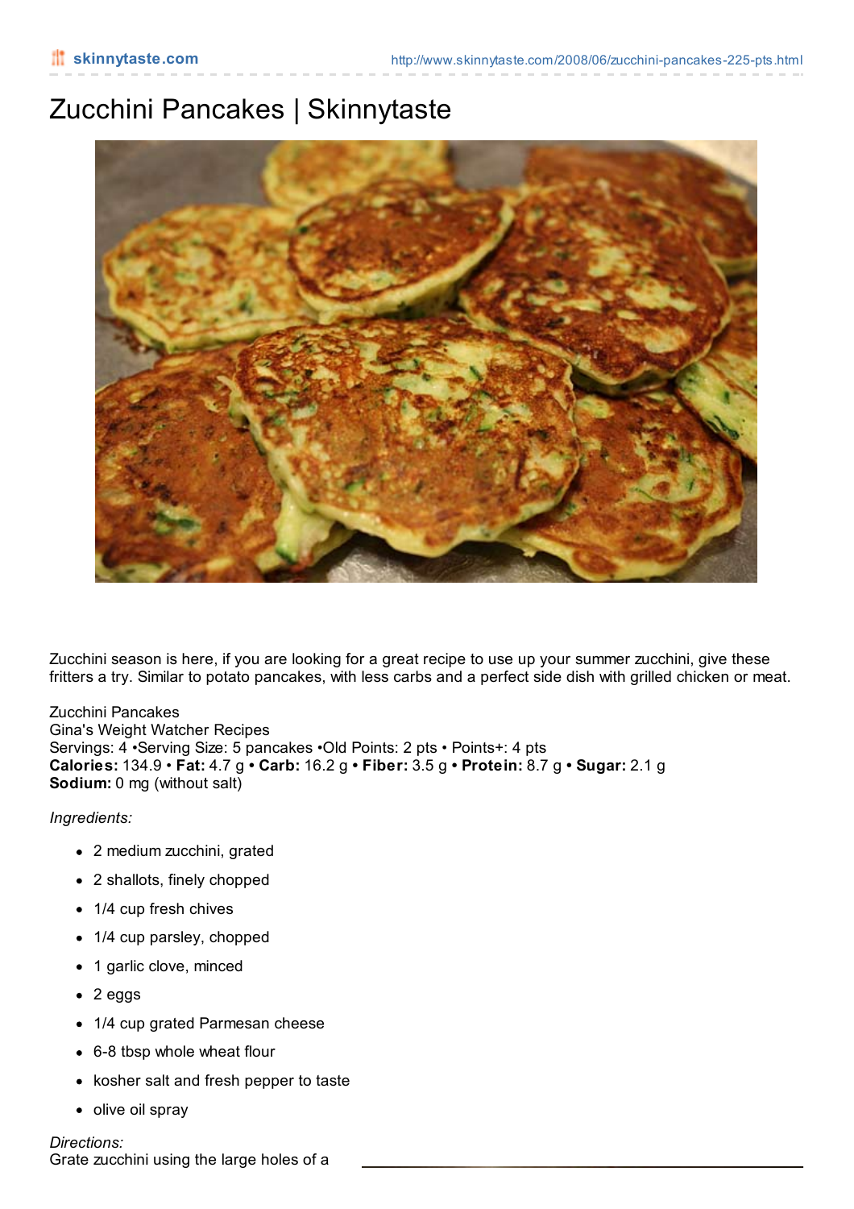# Zucchini Pancakes | Skinnytaste

Zucchini season is here, if you are looking for a great recipe to use up your summer zucchini, give these fritters a try. Similar to potato pancakes, with less carbs and a perfect side dish with grilled chicken or meat.

Zucchini Pancakes
Gina's Weight Watcher Recipes
Servings: 4 •Serving Size: 5 pancakes •Old Points: 2 pts • Points+: 4 pts
**Calories:** 134.9 • **Fat:** 4.7 g • **Carb:** 16.2 g • **Fiber:** 3.5 g • **Protein:** 8.7 g • **Sugar:** 2.1 g
**Sodium:** 0 mg (without salt)

*Ingredients:*

- 2 medium zucchini, grated
- 2 shallots, finely chopped
- 1/4 cup fresh chives
- 1/4 cup parsley, chopped
- 1 garlic clove, minced
- 2 eggs
- 1/4 cup grated Parmesan cheese
- 6-8 tbsp whole wheat flour
- kosher salt and fresh pepper to taste
- olive oil spray

*Directions:*
Grate zucchini using the large holes of a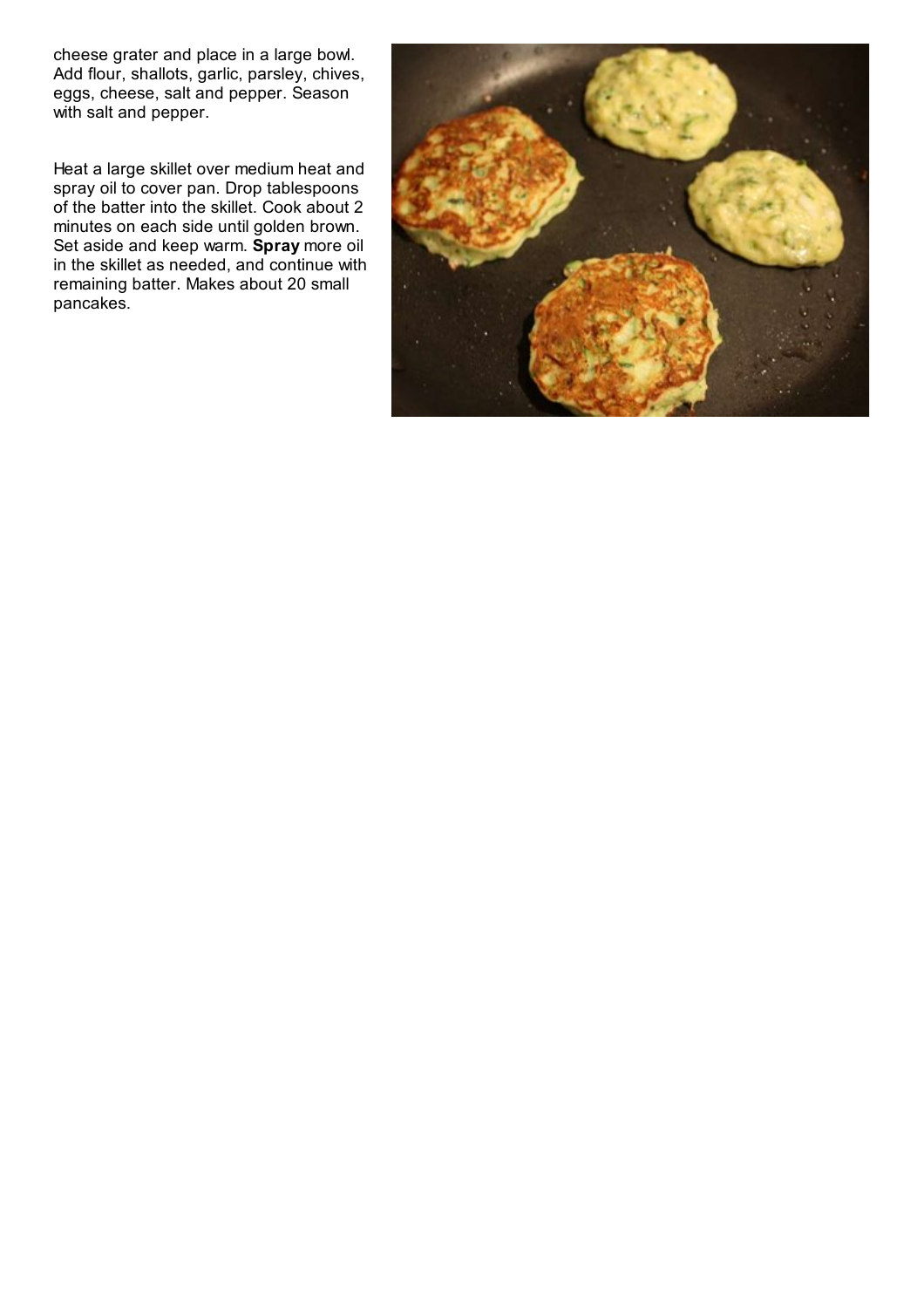cheese grater and place in a large bowl. Add flour, shallots, garlic, parsley, chives, eggs, cheese, salt and pepper. Season with salt and pepper.

Heat a large skillet over medium heat and spray oil to cover pan. Drop tablespoons of the batter into the skillet. Cook about 2 minutes on each side until golden brown. Set aside and keep warm. **Spray** more oil in the skillet as needed, and continue with remaining batter. Makes about 20 small pancakes.